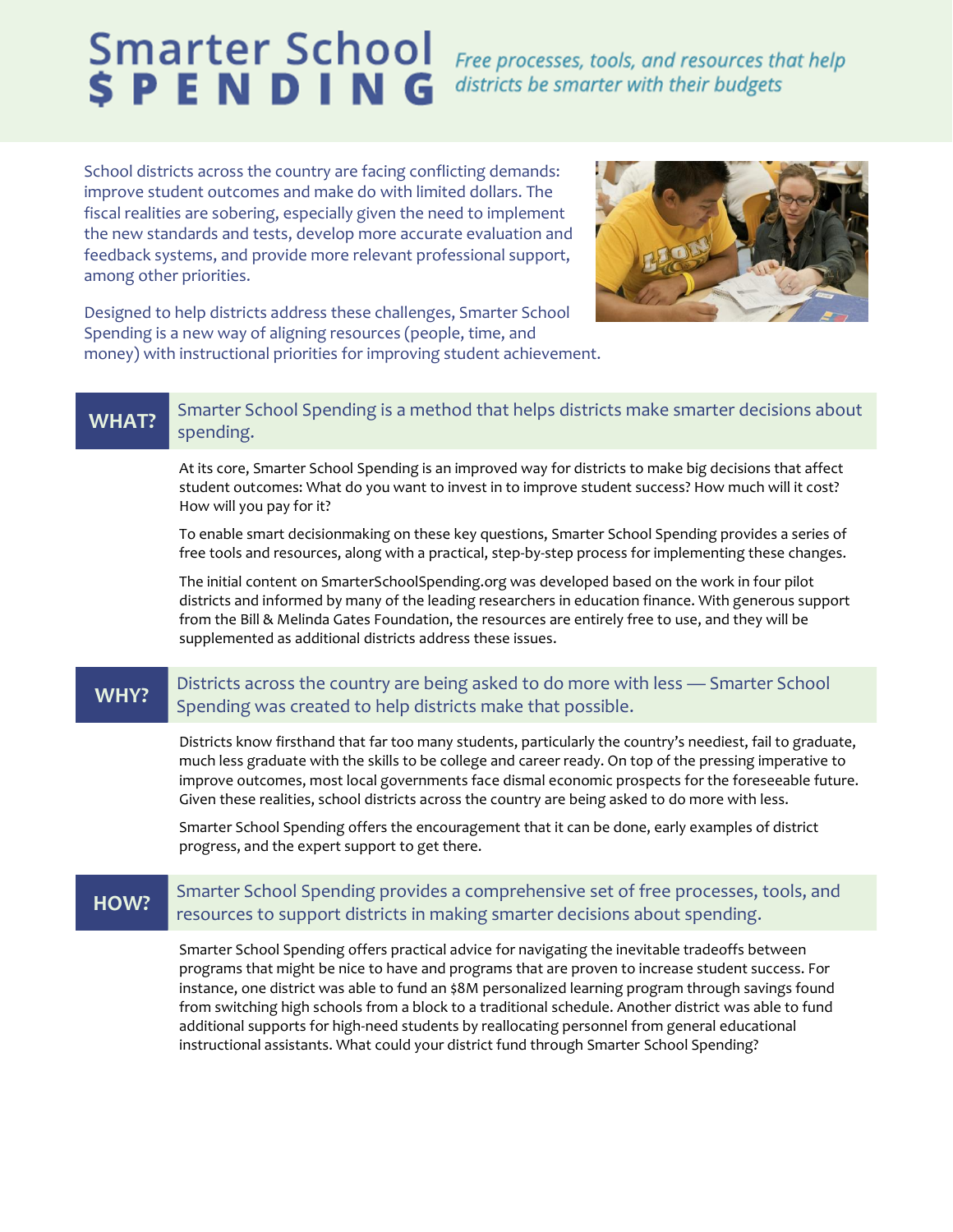# Smarter School $ P E N D I N G

*Free processes, tools, and resources that help districts be smarter with their budgets*

School districts across the country are facing conflicting demands: improve student outcomes and make do with limited dollars. The fiscal realities are sobering, especially given the need to implement the new standards and tests, develop more accurate evaluation and feedback systems, and provide more relevant professional support, among other priorities.

Designed to help districts address these challenges, Smarter School Spending is a new way of aligning resources (people, time, and money) with instructional priorities for improving student achievement.

## WHAT?

### Smarter School Spending is a method that helps districts make smarter decisions about spending.

At its core, Smarter School Spending is an improved way for districts to make big decisions that affect student outcomes: What do you want to invest in to improve student success? How much will it cost? How will you pay for it?

To enable smart decisionmaking on these key questions, Smarter School Spending provides a series of free tools and resources, along with a practical, step-by-step process for implementing these changes.

The initial content on SmarterSchoolSpending.org was developed based on the work in four pilot districts and informed by many of the leading researchers in education finance. With generous support from the Bill & Melinda Gates Foundation, the resources are entirely free to use, and they will be supplemented as additional districts address these issues.

## WHY?

### Districts across the country are being asked to do more with less — Smarter School Spending was created to help districts make that possible.

Districts know firsthand that far too many students, particularly the country's neediest, fail to graduate, much less graduate with the skills to be college and career ready. On top of the pressing imperative to improve outcomes, most local governments face dismal economic prospects for the foreseeable future. Given these realities, school districts across the country are being asked to do more with less.

Smarter School Spending offers the encouragement that it can be done, early examples of district progress, and the expert support to get there.

## HOW?

### Smarter School Spending provides a comprehensive set of free processes, tools, and resources to support districts in making smarter decisions about spending.

Smarter School Spending offers practical advice for navigating the inevitable tradeoffs between programs that might be nice to have and programs that are proven to increase student success. For instance, one district was able to fund an $8M personalized learning program through savings found from switching high schools from a block to a traditional schedule. Another district was able to fund additional supports for high-need students by reallocating personnel from general educational instructional assistants. What could your district fund through Smarter School Spending?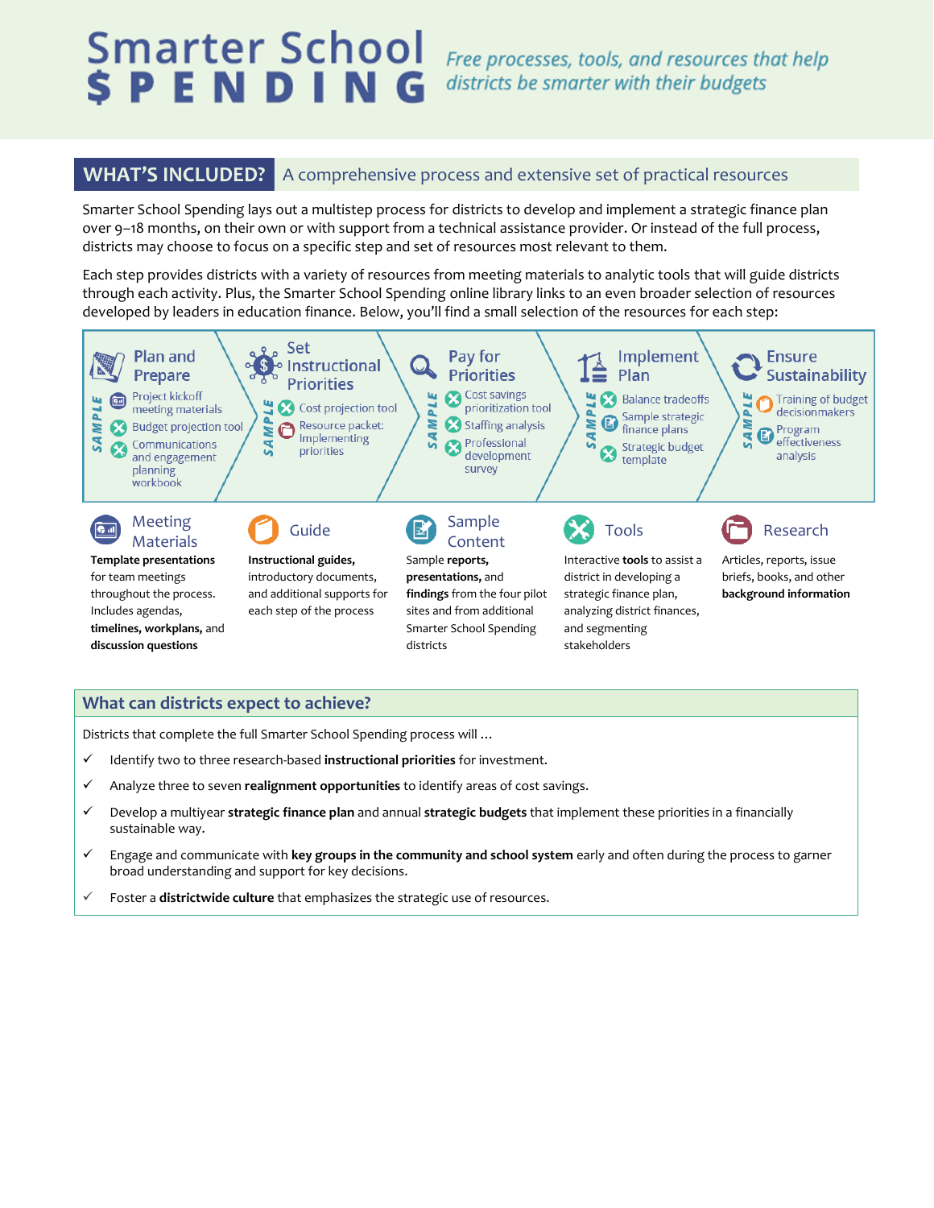# Smarter School $PENDING

*Free processes, tools, and resources that help districts be smarter with their budgets*

## WHAT'S INCLUDED? A comprehensive process and extensive set of practical resources

Smarter School Spending lays out a multistep process for districts to develop and implement a strategic finance plan over 9–18 months, on their own or with support from a technical assistance provider. Or instead of the full process, districts may choose to focus on a specific step and set of resources most relevant to them.

Each step provides districts with a variety of resources from meeting materials to analytic tools that will guide districts through each activity. Plus, the Smarter School Spending online library links to an even broader selection of resources developed by leaders in education finance. Below, you'll find a small selection of the resources for each step:

### Plan and Prepare

SAMPLE

- Project kickoff meeting materials
- Budget projection tool
- Communications and engagement planning workbook

### Set Instructional Priorities

SAMPLE

- Cost projection tool
- Resource packet: Implementing priorities

### Pay for Priorities

SAMPLE

- Cost savings prioritization tool
- Staffing analysis
- Professional development survey

### Implement Plan

SAMPLE

- Balance tradeoffs
- Sample strategic finance plans
- Strategic budget template

### Ensure Sustainability

SAMPLE

- Training of budget decisionmakers
- Program effectiveness analysis

**Meeting Materials**
**Template presentations** for team meetings throughout the process. Includes agendas, **timelines, workplans,** and **discussion questions**

**Guide**
**Instructional guides,** introductory documents, and additional supports for each step of the process

**Sample Content**
Sample **reports, presentations,** and **findings** from the four pilot sites and from additional Smarter School Spending districts

**Tools**
Interactive **tools** to assist a district in developing a strategic finance plan, analyzing district finances, and segmenting stakeholders

**Research**
Articles, reports, issue briefs, books, and other **background information**

## What can districts expect to achieve?

Districts that complete the full Smarter School Spending process will …

- ✓ Identify two to three research-based **instructional priorities** for investment.
- ✓ Analyze three to seven **realignment opportunities** to identify areas of cost savings.
- ✓ Develop a multiyear **strategic finance plan** and annual **strategic budgets** that implement these priorities in a financially sustainable way.
- ✓ Engage and communicate with **key groups in the community and school system** early and often during the process to garner broad understanding and support for key decisions.
- ✓ Foster a **districtwide culture** that emphasizes the strategic use of resources.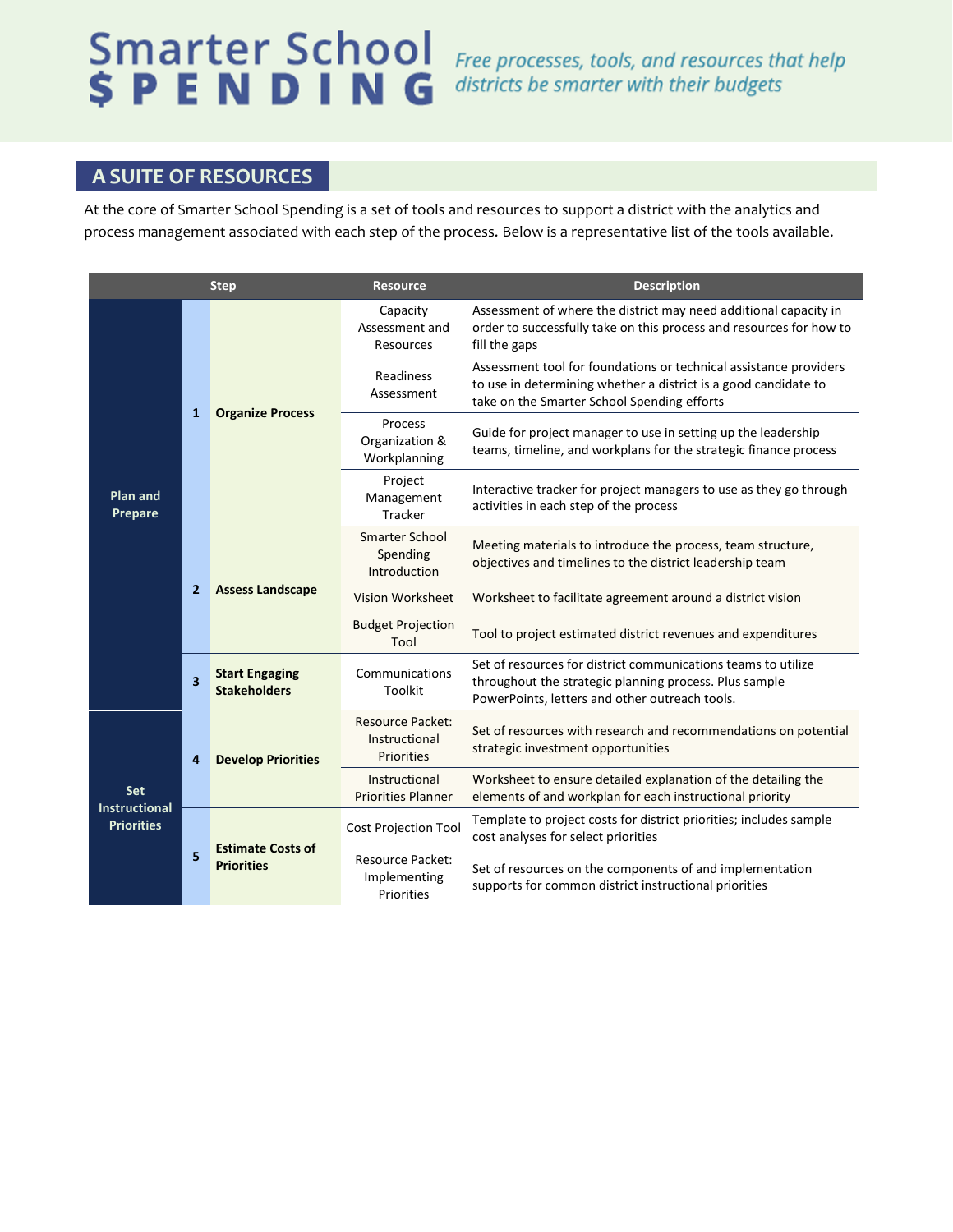# Smarter School $PENDING

*Free processes, tools, and resources that help districts be smarter with their budgets*

## A SUITE OF RESOURCES

At the core of Smarter School Spending is a set of tools and resources to support a district with the analytics and process management associated with each step of the process. Below is a representative list of the tools available.

| Step | | | Resource | Description |
|---|---|---|---|---|
| Plan and Prepare | 1 | Organize Process | Capacity Assessment and Resources | Assessment of where the district may need additional capacity in order to successfully take on this process and resources for how to fill the gaps |
| | | | Readiness Assessment | Assessment tool for foundations or technical assistance providers to use in determining whether a district is a good candidate to take on the Smarter School Spending efforts |
| | | | Process Organization & Workplanning | Guide for project manager to use in setting up the leadership teams, timeline, and workplans for the strategic finance process |
| | | | Project Management Tracker | Interactive tracker for project managers to use as they go through activities in each step of the process |
| | 2 | Assess Landscape | Smarter School Spending Introduction | Meeting materials to introduce the process, team structure, objectives and timelines to the district leadership team |
| | | | Vision Worksheet | Worksheet to facilitate agreement around a district vision |
| | | | Budget Projection Tool | Tool to project estimated district revenues and expenditures |
| | 3 | Start Engaging Stakeholders | Communications Toolkit | Set of resources for district communications teams to utilize throughout the strategic planning process. Plus sample PowerPoints, letters and other outreach tools. |
| Set Instructional Priorities | 4 | Develop Priorities | Resource Packet: Instructional Priorities | Set of resources with research and recommendations on potential strategic investment opportunities |
| | | | Instructional Priorities Planner | Worksheet to ensure detailed explanation of the detailing the elements of and workplan for each instructional priority |
| | 5 | Estimate Costs of Priorities | Cost Projection Tool | Template to project costs for district priorities; includes sample cost analyses for select priorities |
| | | | Resource Packet: Implementing Priorities | Set of resources on the components of and implementation supports for common district instructional priorities |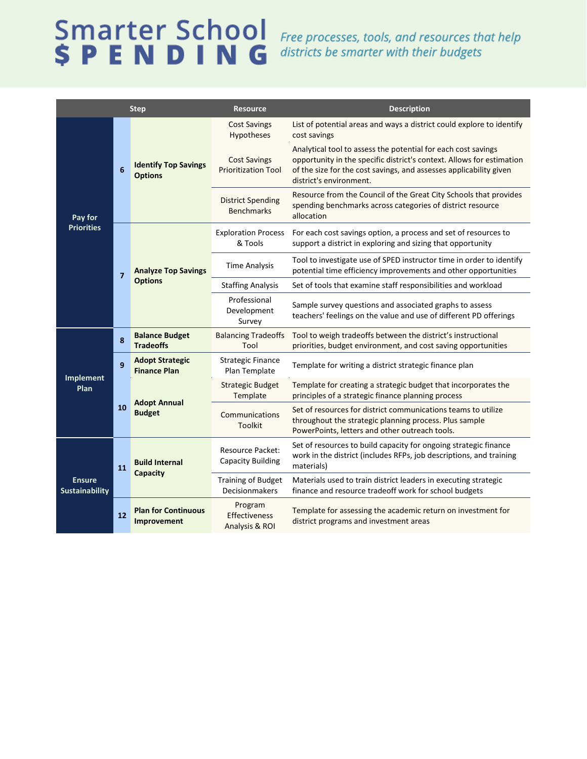# Smarter School $PENDING

*Free processes, tools, and resources that help districts be smarter with their budgets*

| Step | | | Resource | Description |
|---|---|---|---|---|
| Pay for Priorities | 6 | **Identify Top Savings Options** | Cost Savings Hypotheses | List of potential areas and ways a district could explore to identify cost savings |
| | | | Cost Savings Prioritization Tool | Analytical tool to assess the potential for each cost savings opportunity in the specific district's context. Allows for estimation of the size for the cost savings, and assesses applicability given district's environment. |
| | | | District Spending Benchmarks | Resource from the Council of the Great City Schools that provides spending benchmarks across categories of district resource allocation |
| | 7 | **Analyze Top Savings Options** | Exploration Process & Tools | For each cost savings option, a process and set of resources to support a district in exploring and sizing that opportunity |
| | | | Time Analysis | Tool to investigate use of SPED instructor time in order to identify potential time efficiency improvements and other opportunities |
| | | | Staffing Analysis | Set of tools that examine staff responsibilities and workload |
| | | | Professional Development Survey | Sample survey questions and associated graphs to assess teachers' feelings on the value and use of different PD offerings |
| Implement Plan | 8 | **Balance Budget Tradeoffs** | Balancing Tradeoffs Tool | Tool to weigh tradeoffs between the district's instructional priorities, budget environment, and cost saving opportunities |
| | 9 | **Adopt Strategic Finance Plan** | Strategic Finance Plan Template | Template for writing a district strategic finance plan |
| | 10 | **Adopt Annual Budget** | Strategic Budget Template | Template for creating a strategic budget that incorporates the principles of a strategic finance planning process |
| | | | Communications Toolkit | Set of resources for district communications teams to utilize throughout the strategic planning process. Plus sample PowerPoints, letters and other outreach tools. |
| Ensure Sustainability | 11 | **Build Internal Capacity** | Resource Packet: Capacity Building | Set of resources to build capacity for ongoing strategic finance work in the district (includes RFPs, job descriptions, and training materials) |
| | | | Training of Budget Decisionmakers | Materials used to train district leaders in executing strategic finance and resource tradeoff work for school budgets |
| | 12 | **Plan for Continuous Improvement** | Program Effectiveness Analysis & ROI | Template for assessing the academic return on investment for district programs and investment areas |